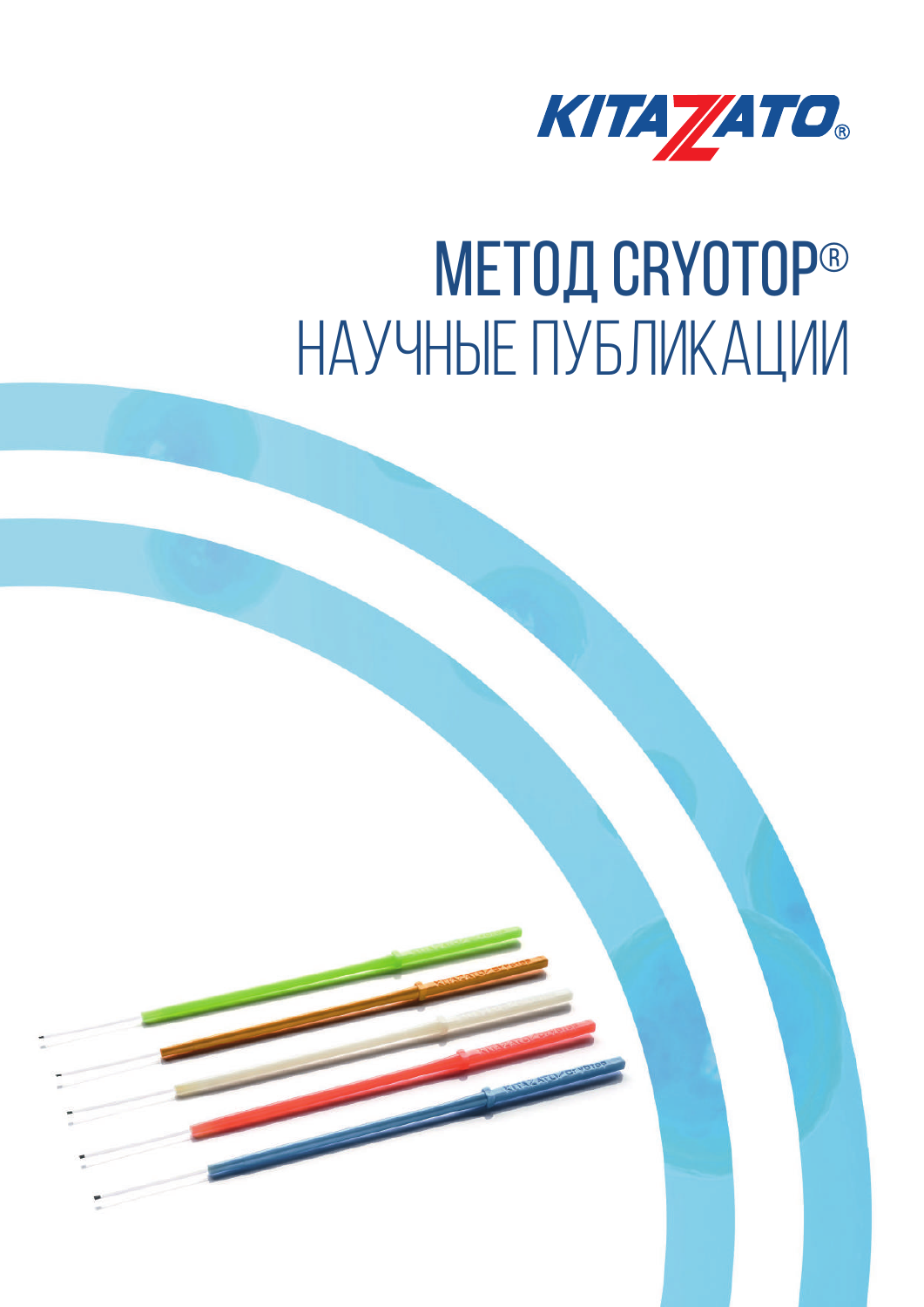KITAZATO®

# МЕТОД CRYOTOP®
# НАУЧНЫЕ ПУБЛИКАЦИИ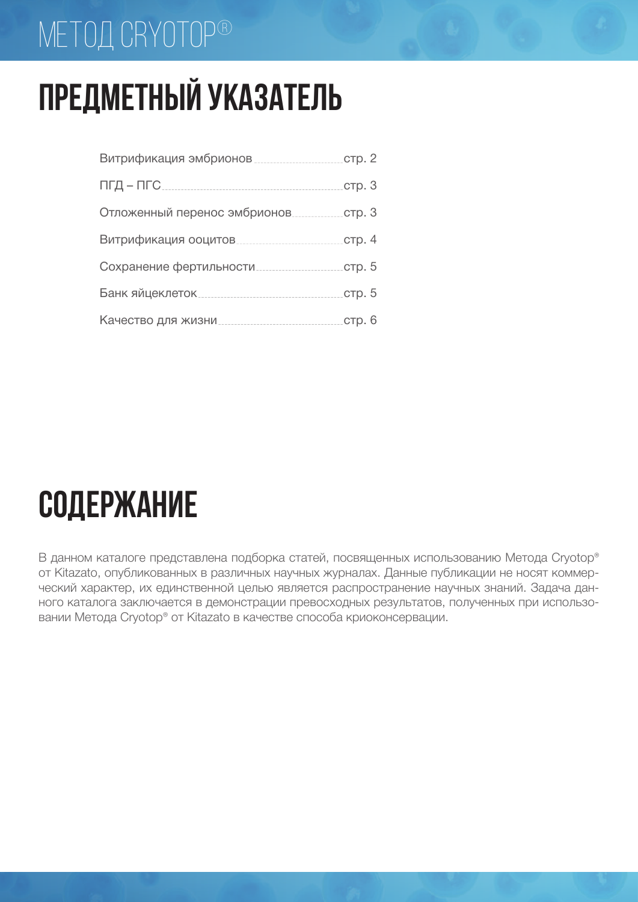# ПРЕДМЕТНЫЙ УКАЗАТЕЛЬ

| | |
|---|---|
| Витрификация эмбрионов | стр. 2 |
| ПГД – ПГС | стр. 3 |
| Отложенный перенос эмбрионов | стр. 3 |
| Витрификация ооцитов | стр. 4 |
| Сохранение фертильности | стр. 5 |
| Банк яйцеклеток | стр. 5 |
| Качество для жизни | стр. 6 |

# СОДЕРЖАНИЕ

В данном каталоге представлена подборка статей, посвященных использованию Метода Cryotop® от Kitazato, опубликованных в различных научных журналах. Данные публикации не носят коммерческий характер, их единственной целью является распространение научных знаний. Задача данного каталога заключается в демонстрации превосходных результатов, полученных при использовании Метода Cryotop® от Kitazato в качестве способа криоконсервации.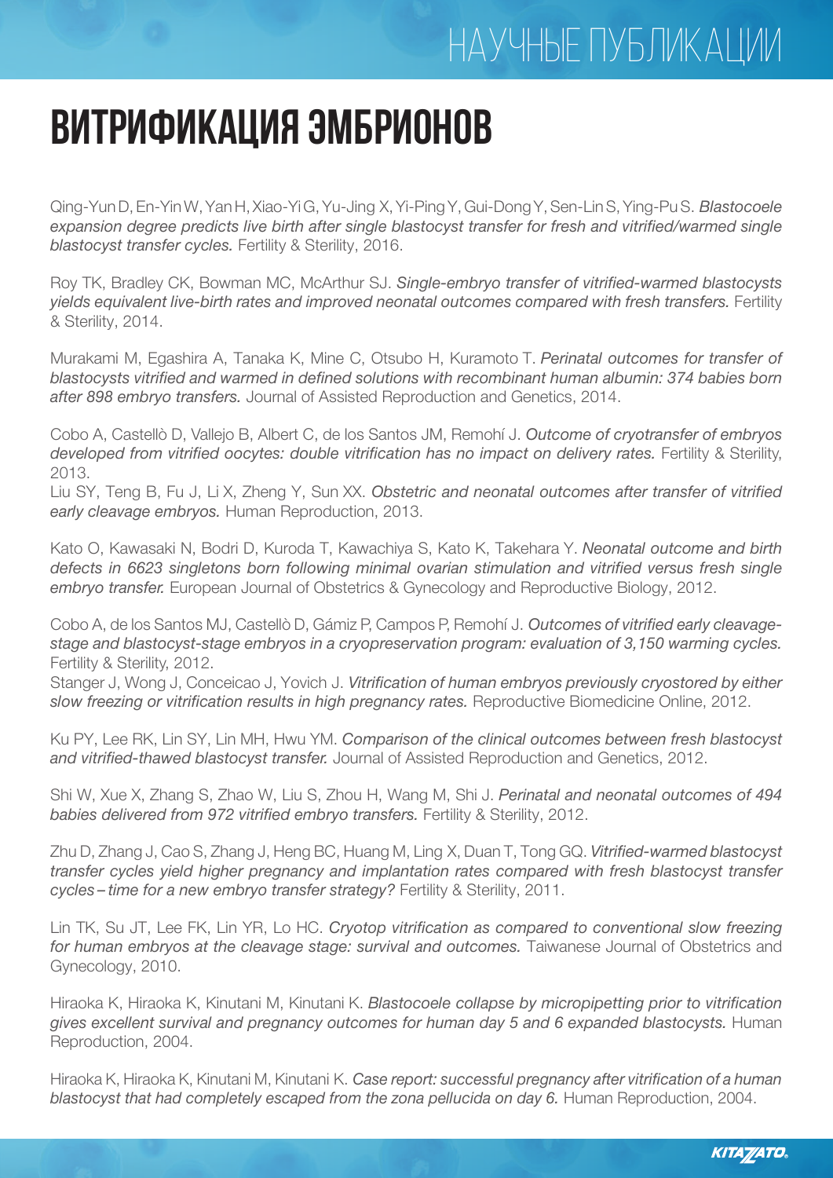# ВИТРИФИКАЦИЯ ЭМБРИОНОВ

Qing-Yun D, En-Yin W, Yan H, Xiao-Yi G, Yu-Jing X, Yi-Ping Y, Gui-Dong Y, Sen-Lin S, Ying-Pu S. *Blastocoele expansion degree predicts live birth after single blastocyst transfer for fresh and vitrified/warmed single blastocyst transfer cycles.* Fertility & Sterility, 2016.

Roy TK, Bradley CK, Bowman MC, McArthur SJ. *Single-embryo transfer of vitrified-warmed blastocysts yields equivalent live-birth rates and improved neonatal outcomes compared with fresh transfers.* Fertility & Sterility, 2014.

Murakami M, Egashira A, Tanaka K, Mine C, Otsubo H, Kuramoto T. *Perinatal outcomes for transfer of blastocysts vitrified and warmed in defined solutions with recombinant human albumin: 374 babies born after 898 embryo transfers.* Journal of Assisted Reproduction and Genetics, 2014.

Cobo A, Castellò D, Vallejo B, Albert C, de los Santos JM, Remohí J. *Outcome of cryotransfer of embryos developed from vitrified oocytes: double vitrification has no impact on delivery rates.* Fertility & Sterility, 2013.

Liu SY, Teng B, Fu J, Li X, Zheng Y, Sun XX. *Obstetric and neonatal outcomes after transfer of vitrified early cleavage embryos.* Human Reproduction, 2013.

Kato O, Kawasaki N, Bodri D, Kuroda T, Kawachiya S, Kato K, Takehara Y. *Neonatal outcome and birth defects in 6623 singletons born following minimal ovarian stimulation and vitrified versus fresh single embryo transfer.* European Journal of Obstetrics & Gynecology and Reproductive Biology, 2012.

Cobo A, de los Santos MJ, Castellò D, Gámiz P, Campos P, Remohí J. *Outcomes of vitrified early cleavage-stage and blastocyst-stage embryos in a cryopreservation program: evaluation of 3,150 warming cycles.* Fertility & Sterility, 2012.

Stanger J, Wong J, Conceicao J, Yovich J. *Vitrification of human embryos previously cryostored by either slow freezing or vitrification results in high pregnancy rates.* Reproductive Biomedicine Online, 2012.

Ku PY, Lee RK, Lin SY, Lin MH, Hwu YM. *Comparison of the clinical outcomes between fresh blastocyst and vitrified-thawed blastocyst transfer.* Journal of Assisted Reproduction and Genetics, 2012.

Shi W, Xue X, Zhang S, Zhao W, Liu S, Zhou H, Wang M, Shi J. *Perinatal and neonatal outcomes of 494 babies delivered from 972 vitrified embryo transfers.* Fertility & Sterility, 2012.

Zhu D, Zhang J, Cao S, Zhang J, Heng BC, Huang M, Ling X, Duan T, Tong GQ. *Vitrified-warmed blastocyst transfer cycles yield higher pregnancy and implantation rates compared with fresh blastocyst transfer cycles – time for a new embryo transfer strategy?* Fertility & Sterility, 2011.

Lin TK, Su JT, Lee FK, Lin YR, Lo HC. *Cryotop vitrification as compared to conventional slow freezing for human embryos at the cleavage stage: survival and outcomes.* Taiwanese Journal of Obstetrics and Gynecology, 2010.

Hiraoka K, Hiraoka K, Kinutani M, Kinutani K. *Blastocoele collapse by micropipetting prior to vitrification gives excellent survival and pregnancy outcomes for human day 5 and 6 expanded blastocysts.* Human Reproduction, 2004.

Hiraoka K, Hiraoka K, Kinutani M, Kinutani K. *Case report: successful pregnancy after vitrification of a human blastocyst that had completely escaped from the zona pellucida on day 6.* Human Reproduction, 2004.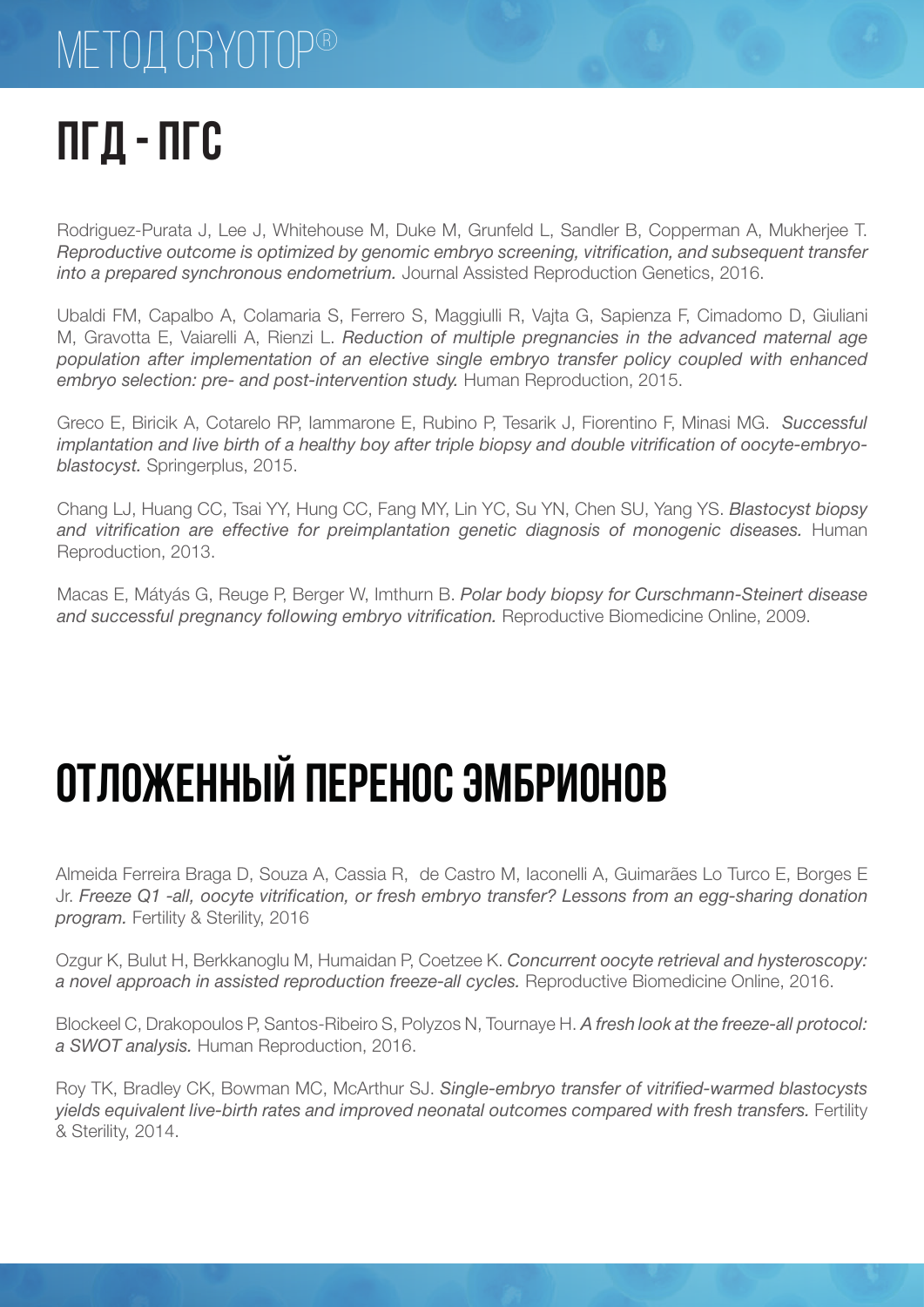# ПГД - ПГС

Rodriguez-Purata J, Lee J, Whitehouse M, Duke M, Grunfeld L, Sandler B, Copperman A, Mukherjee T. *Reproductive outcome is optimized by genomic embryo screening, vitrification, and subsequent transfer into a prepared synchronous endometrium.* Journal Assisted Reproduction Genetics, 2016.

Ubaldi FM, Capalbo A, Colamaria S, Ferrero S, Maggiulli R, Vajta G, Sapienza F, Cimadomo D, Giuliani M, Gravotta E, Vaiarelli A, Rienzi L. *Reduction of multiple pregnancies in the advanced maternal age population after implementation of an elective single embryo transfer policy coupled with enhanced embryo selection: pre- and post-intervention study.* Human Reproduction, 2015.

Greco E, Biricik A, Cotarelo RP, Iammarone E, Rubino P, Tesarik J, Fiorentino F, Minasi MG. *Successful implantation and live birth of a healthy boy after triple biopsy and double vitrification of oocyte-embryo-blastocyst.* Springerplus, 2015.

Chang LJ, Huang CC, Tsai YY, Hung CC, Fang MY, Lin YC, Su YN, Chen SU, Yang YS. *Blastocyst biopsy and vitrification are effective for preimplantation genetic diagnosis of monogenic diseases.* Human Reproduction, 2013.

Macas E, Mátyás G, Reuge P, Berger W, Imthurn B. *Polar body biopsy for Curschmann-Steinert disease and successful pregnancy following embryo vitrification.* Reproductive Biomedicine Online, 2009.

# Отложенный перенос эмбрионов

Almeida Ferreira Braga D, Souza A, Cassia R, de Castro M, Iaconelli A, Guimarães Lo Turco E, Borges E Jr. *Freeze Q1 -all, oocyte vitrification, or fresh embryo transfer? Lessons from an egg-sharing donation program.* Fertility & Sterility, 2016

Ozgur K, Bulut H, Berkkanoglu M, Humaidan P, Coetzee K. *Concurrent oocyte retrieval and hysteroscopy: a novel approach in assisted reproduction freeze-all cycles.* Reproductive Biomedicine Online, 2016.

Blockeel C, Drakopoulos P, Santos-Ribeiro S, Polyzos N, Tournaye H. *A fresh look at the freeze-all protocol: a SWOT analysis.* Human Reproduction, 2016.

Roy TK, Bradley CK, Bowman MC, McArthur SJ. *Single-embryo transfer of vitrified-warmed blastocysts yields equivalent live-birth rates and improved neonatal outcomes compared with fresh transfers.* Fertility & Sterility, 2014.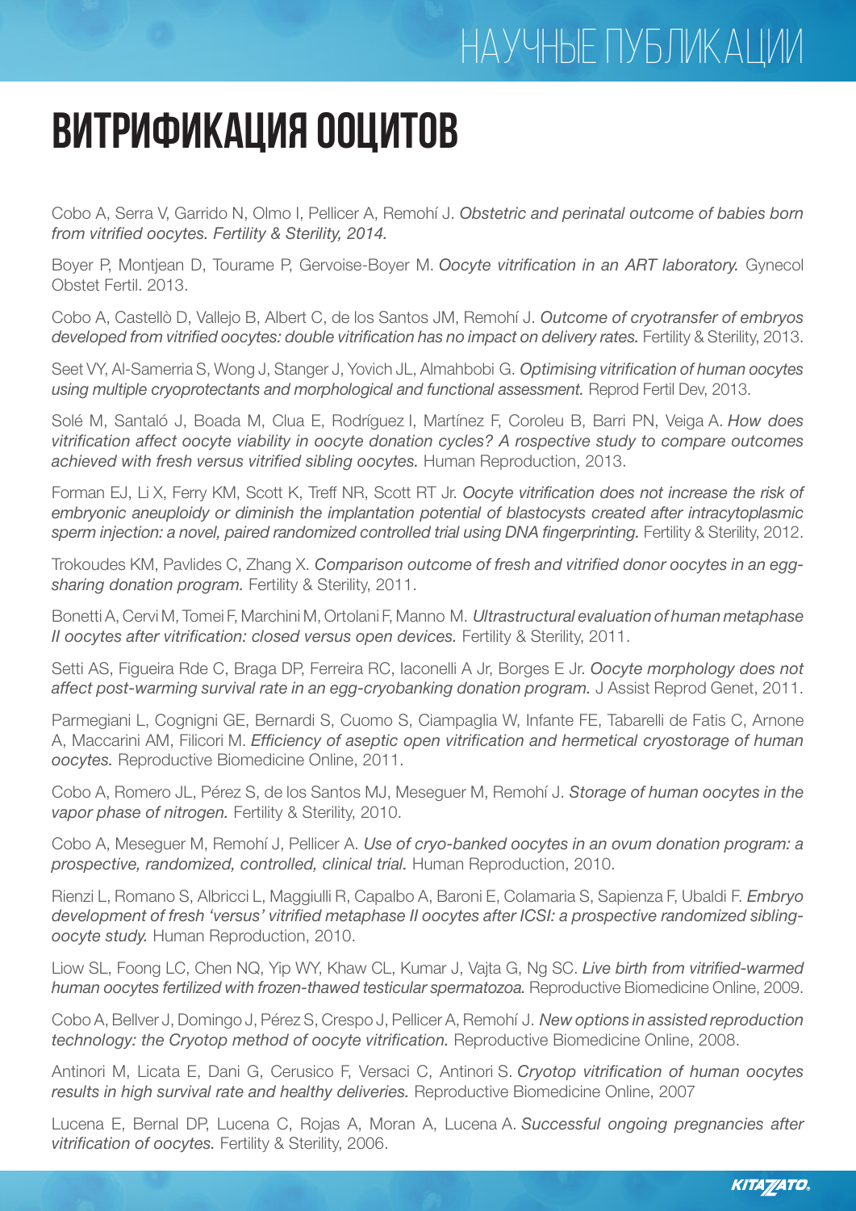# ВИТРИФИКАЦИЯ ООЦИТОВ

Cobo A, Serra V, Garrido N, Olmo I, Pellicer A, Remohí J. *Obstetric and perinatal outcome of babies born from vitrified oocytes. Fertility & Sterility, 2014.*

Boyer P, Montjean D, Tourame P, Gervoise-Boyer M. *Oocyte vitrification in an ART laboratory.* Gynecol Obstet Fertil. 2013.

Cobo A, Castellò D, Vallejo B, Albert C, de los Santos JM, Remohí J. *Outcome of cryotransfer of embryos developed from vitrified oocytes: double vitrification has no impact on delivery rates.* Fertility & Sterility, 2013.

Seet VY, Al-Samerria S, Wong J, Stanger J, Yovich JL, Almahbobi G. *Optimising vitrification of human oocytes using multiple cryoprotectants and morphological and functional assessment.* Reprod Fertil Dev, 2013.

Solé M, Santaló J, Boada M, Clua E, Rodríguez I, Martínez F, Coroleu B, Barri PN, Veiga A. *How does vitrification affect oocyte viability in oocyte donation cycles? A rospective study to compare outcomes achieved with fresh versus vitrified sibling oocytes.* Human Reproduction, 2013.

Forman EJ, Li X, Ferry KM, Scott K, Treff NR, Scott RT Jr. *Oocyte vitrification does not increase the risk of embryonic aneuploidy or diminish the implantation potential of blastocysts created after intracytoplasmic sperm injection: a novel, paired randomized controlled trial using DNA fingerprinting.* Fertility & Sterility, 2012.

Trokoudes KM, Pavlides C, Zhang X. *Comparison outcome of fresh and vitrified donor oocytes in an egg-sharing donation program.* Fertility & Sterility, 2011.

Bonetti A, Cervi M, Tomei F, Marchini M, Ortolani F, Manno M. *Ultrastructural evaluation of human metaphase II oocytes after vitrification: closed versus open devices.* Fertility & Sterility, 2011.

Setti AS, Figueira Rde C, Braga DP, Ferreira RC, Iaconelli A Jr, Borges E Jr. *Oocyte morphology does not affect post-warming survival rate in an egg-cryobanking donation program.* J Assist Reprod Genet, 2011.

Parmegiani L, Cognigni GE, Bernardi S, Cuomo S, Ciampaglia W, Infante FE, Tabarelli de Fatis C, Arnone A, Maccarini AM, Filicori M. *Efficiency of aseptic open vitrification and hermetical cryostorage of human oocytes.* Reproductive Biomedicine Online, 2011.

Cobo A, Romero JL, Pérez S, de los Santos MJ, Meseguer M, Remohí J. *Storage of human oocytes in the vapor phase of nitrogen.* Fertility & Sterility, 2010.

Cobo A, Meseguer M, Remohí J, Pellicer A. *Use of cryo-banked oocytes in an ovum donation program: a prospective, randomized, controlled, clinical trial.* Human Reproduction, 2010.

Rienzi L, Romano S, Albricci L, Maggiulli R, Capalbo A, Baroni E, Colamaria S, Sapienza F, Ubaldi F. *Embryo development of fresh 'versus' vitrified metaphase II oocytes after ICSI: a prospective randomized sibling-oocyte study.* Human Reproduction, 2010.

Liow SL, Foong LC, Chen NQ, Yip WY, Khaw CL, Kumar J, Vajta G, Ng SC. *Live birth from vitrified-warmed human oocytes fertilized with frozen-thawed testicular spermatozoa.* Reproductive Biomedicine Online, 2009.

Cobo A, Bellver J, Domingo J, Pérez S, Crespo J, Pellicer A, Remohí J. *New options in assisted reproduction technology: the Cryotop method of oocyte vitrification.* Reproductive Biomedicine Online, 2008.

Antinori M, Licata E, Dani G, Cerusico F, Versaci C, Antinori S. *Cryotop vitrification of human oocytes results in high survival rate and healthy deliveries.* Reproductive Biomedicine Online, 2007

Lucena E, Bernal DP, Lucena C, Rojas A, Moran A, Lucena A. *Successful ongoing pregnancies after vitrification of oocytes.* Fertility & Sterility, 2006.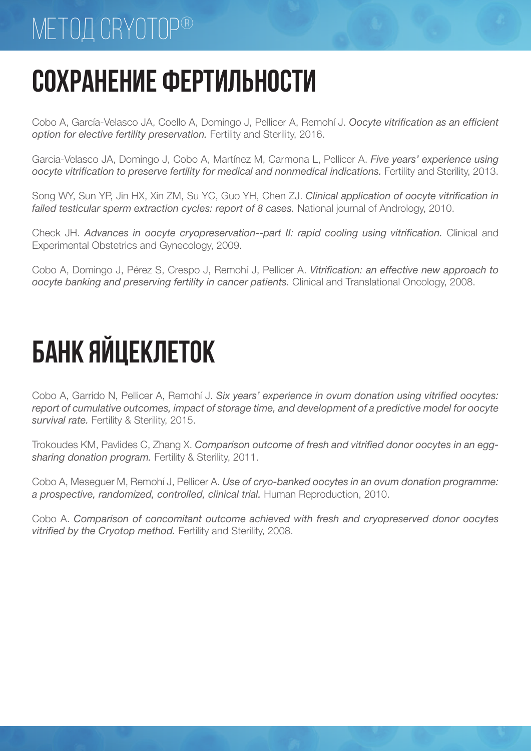# Сохранение фертильности

Cobo A, García-Velasco JA, Coello A, Domingo J, Pellicer A, Remohí J. *Oocyte vitrification as an efficient option for elective fertility preservation.* Fertility and Sterility, 2016.

Garcia-Velasco JA, Domingo J, Cobo A, Martínez M, Carmona L, Pellicer A. *Five years' experience using oocyte vitrification to preserve fertility for medical and nonmedical indications.* Fertility and Sterility, 2013.

Song WY, Sun YP, Jin HX, Xin ZM, Su YC, Guo YH, Chen ZJ. *Clinical application of oocyte vitrification in failed testicular sperm extraction cycles: report of 8 cases.* National journal of Andrology, 2010.

Check JH. *Advances in oocyte cryopreservation--part II: rapid cooling using vitrification.* Clinical and Experimental Obstetrics and Gynecology, 2009.

Cobo A, Domingo J, Pérez S, Crespo J, Remohí J, Pellicer A. *Vitrification: an effective new approach to oocyte banking and preserving fertility in cancer patients.* Clinical and Translational Oncology, 2008.

# Банк яйцеклеток

Cobo A, Garrido N, Pellicer A, Remohí J. *Six years' experience in ovum donation using vitrified oocytes: report of cumulative outcomes, impact of storage time, and development of a predictive model for oocyte survival rate.* Fertility & Sterility, 2015.

Trokoudes KM, Pavlides C, Zhang X. *Comparison outcome of fresh and vitrified donor oocytes in an egg-sharing donation program.* Fertility & Sterility, 2011.

Cobo A, Meseguer M, Remohí J, Pellicer A. *Use of cryo-banked oocytes in an ovum donation programme: a prospective, randomized, controlled, clinical trial.* Human Reproduction, 2010.

Cobo A. *Comparison of concomitant outcome achieved with fresh and cryopreserved donor oocytes vitrified by the Cryotop method.* Fertility and Sterility, 2008.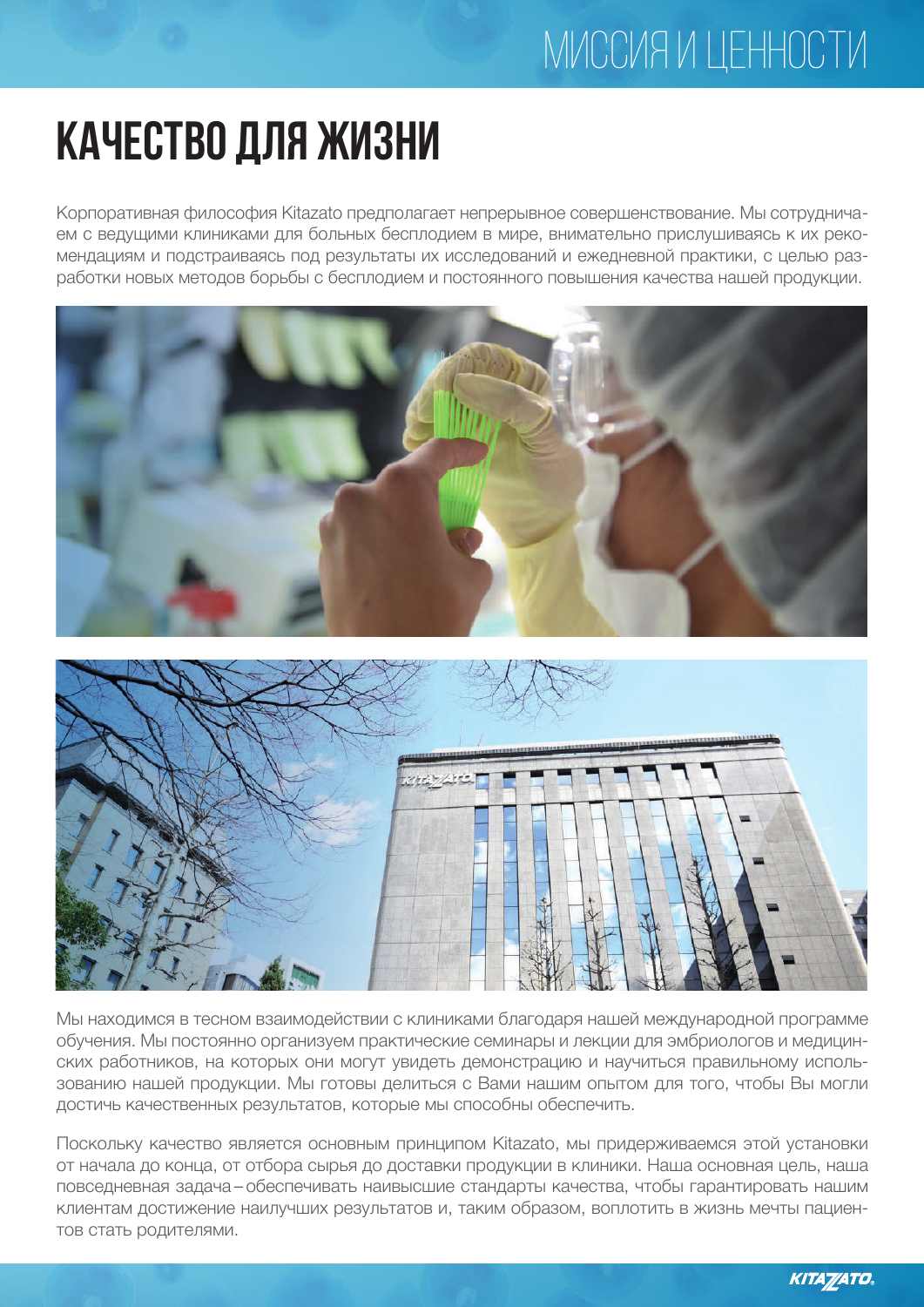# КАЧЕСТВО ДЛЯ ЖИЗНИ

Корпоративная философия Kitazato предполагает непрерывное совершенствование. Мы сотрудничаем с ведущими клиниками для больных бесплодием в мире, внимательно прислушиваясь к их рекомендациям и подстраиваясь под результаты их исследований и ежедневной практики, с целью разработки новых методов борьбы с бесплодием и постоянного повышения качества нашей продукции.

Мы находимся в тесном взаимодействии с клиниками благодаря нашей международной программе обучения. Мы постоянно организуем практические семинары и лекции для эмбриологов и медицинских работников, на которых они могут увидеть демонстрацию и научиться правильному использованию нашей продукции. Мы готовы делиться с Вами нашим опытом для того, чтобы Вы могли достичь качественных результатов, которые мы способны обеспечить.

Поскольку качество является основным принципом Kitazato, мы придерживаемся этой установки от начала до конца, от отбора сырья до доставки продукции в клиники. Наша основная цель, наша повседневная задача – обеспечивать наивысшие стандарты качества, чтобы гарантировать нашим клиентам достижение наилучших результатов и, таким образом, воплотить в жизнь мечты пациентов стать родителями.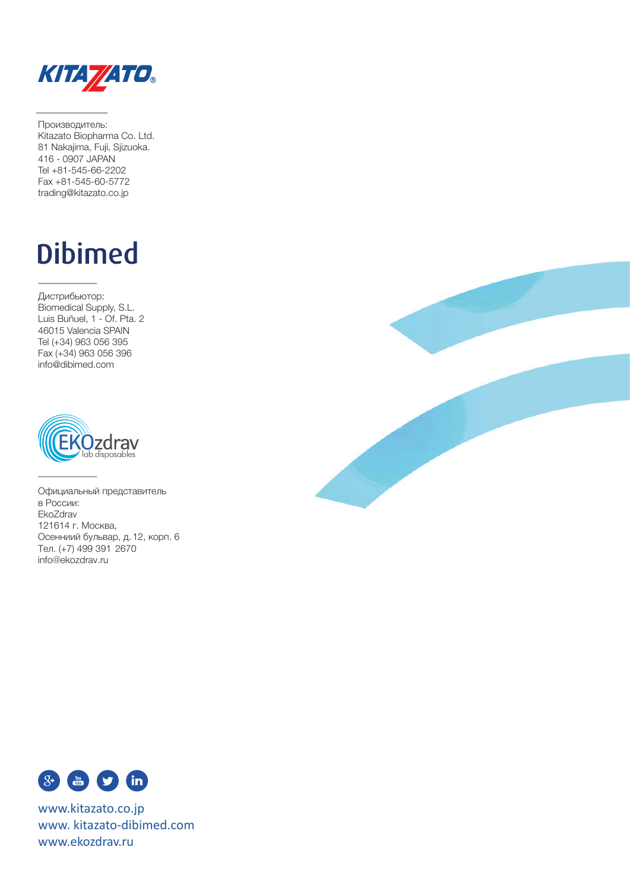KITAZATO

Производитель:
Kitazato Biopharma Co. Ltd.
81 Nakajima, Fuji, Sjizuoka.
416 - 0907 JAPAN
Tel +81-545-66-2202
Fax +81-545-60-5772
trading@kitazato.co.jp

Dibimed

Дистрибьютор:
Biomedical Supply, S.L.
Luis Buñuel, 1 - Of. Pta. 2
46015 Valencia SPAIN
Tel (+34) 963 056 395
Fax (+34) 963 056 396
info@dibimed.com

EKOzdrav lab disposables

Официальный представитель
в России:
EkoZdrav
121614 г. Москва,
Осенниий бульвар, д. 12, корп. 6
Тел. (+7) 499 391 2670
info@ekozdrav.ru

www.kitazato.co.jp
www. kitazato-dibimed.com
www.ekozdrav.ru